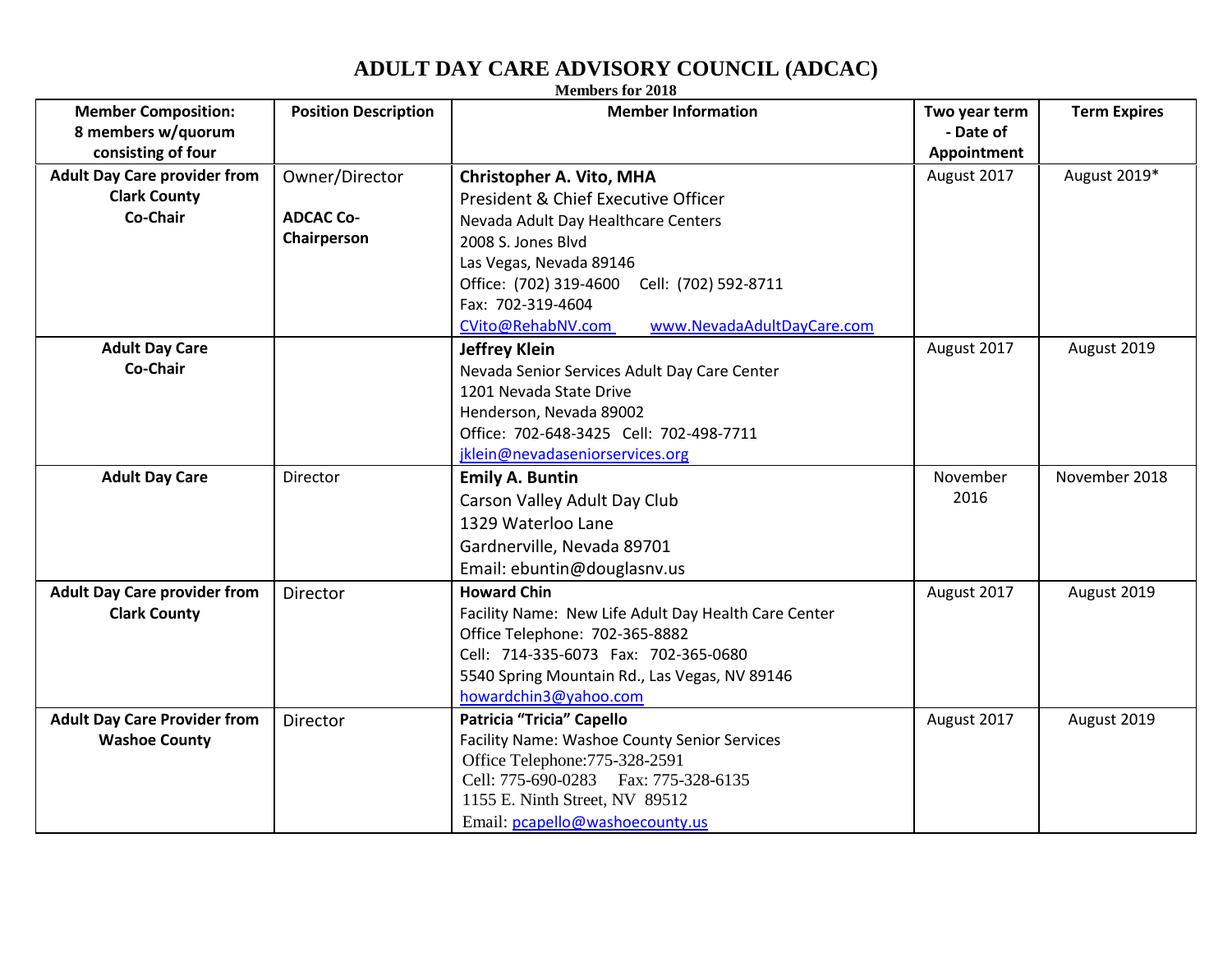# ADULT DAY CARE ADVISORY COUNCIL (ADCAC)

**Members for 2018**

| Member Composition: 8 members w/quorum consisting of four | Position Description | Member Information | Two year term - Date of Appointment | Term Expires |
|---|---|---|---|---|
| **Adult Day Care provider from Clark County Co-Chair** | Owner/Director<br><br>**ADCAC Co-Chairperson** | **Christopher A. Vito, MHA**<br>President & Chief Executive Officer<br>Nevada Adult Day Healthcare Centers<br>2008 S. Jones Blvd<br>Las Vegas, Nevada 89146<br>Office: (702) 319-4600 Cell: (702) 592-8711<br>Fax: 702-319-4604<br>CVito@RehabNV.com www.NevadaAdultDayCare.com | August 2017 | August 2019* |
| **Adult Day Care Co-Chair** | | **Jeffrey Klein**<br>Nevada Senior Services Adult Day Care Center<br>1201 Nevada State Drive<br>Henderson, Nevada 89002<br>Office: 702-648-3425 Cell: 702-498-7711<br>jklein@nevadaseniorservices.org | August 2017 | August 2019 |
| **Adult Day Care** | Director | **Emily A. Buntin**<br>Carson Valley Adult Day Club<br>1329 Waterloo Lane<br>Gardnerville, Nevada 89701<br>Email: ebuntin@douglasnv.us | November 2016 | November 2018 |
| **Adult Day Care provider from Clark County** | Director | **Howard Chin**<br>Facility Name: New Life Adult Day Health Care Center<br>Office Telephone: 702-365-8882<br>Cell: 714-335-6073 Fax: 702-365-0680<br>5540 Spring Mountain Rd., Las Vegas, NV 89146<br>howardchin3@yahoo.com | August 2017 | August 2019 |
| **Adult Day Care Provider from Washoe County** | Director | **Patricia "Tricia" Capello**<br>Facility Name: Washoe County Senior Services<br>Office Telephone:775-328-2591<br>Cell: 775-690-0283 Fax: 775-328-6135<br>1155 E. Ninth Street, NV 89512<br>Email: pcapello@washoecounty.us | August 2017 | August 2019 |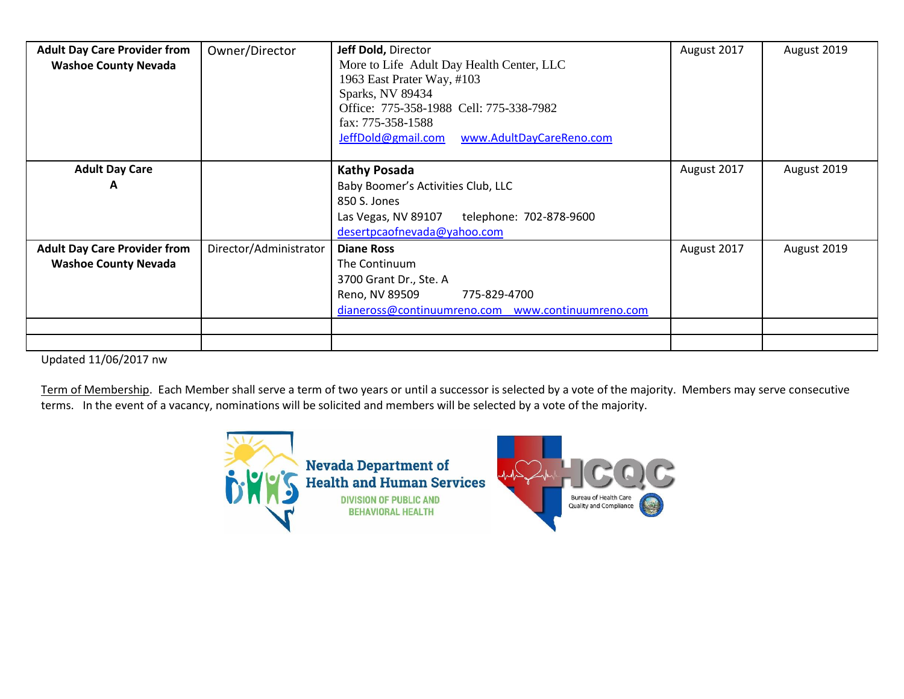| | | | | |
|---|---|---|---|---|
| **Adult Day Care Provider from Washoe County Nevada** | Owner/Director | **Jeff Dold,** Director<br>More to Life Adult Day Health Center, LLC<br>1963 East Prater Way, #103<br>Sparks, NV 89434<br>Office: 775-358-1988 Cell: 775-338-7982<br>fax: 775-358-1588<br>JeffDold@gmail.com www.AdultDayCareReno.com | August 2017 | August 2019 |
| **Adult Day Care A** | | **Kathy Posada**<br>Baby Boomer's Activities Club, LLC<br>850 S. Jones<br>Las Vegas, NV 89107 telephone: 702-878-9600<br>desertpcaofnevada@yahoo.com | August 2017 | August 2019 |
| **Adult Day Care Provider from Washoe County Nevada** | Director/Administrator | **Diane Ross**<br>The Continuum<br>3700 Grant Dr., Ste. A<br>Reno, NV 89509 775-829-4700<br>dianeross@continuumreno.com www.continuumreno.com | August 2017 | August 2019 |
| | | | | |
| | | | | |

Updated 11/06/2017 nw

Term of Membership. Each Member shall serve a term of two years or until a successor is selected by a vote of the majority. Members may serve consecutive terms. In the event of a vacancy, nominations will be solicited and members will be selected by a vote of the majority.

Nevada Department of Health and Human Services
DIVISION OF PUBLIC AND BEHAVIORAL HEALTH

HCQC
Bureau of Health Care Quality and Compliance